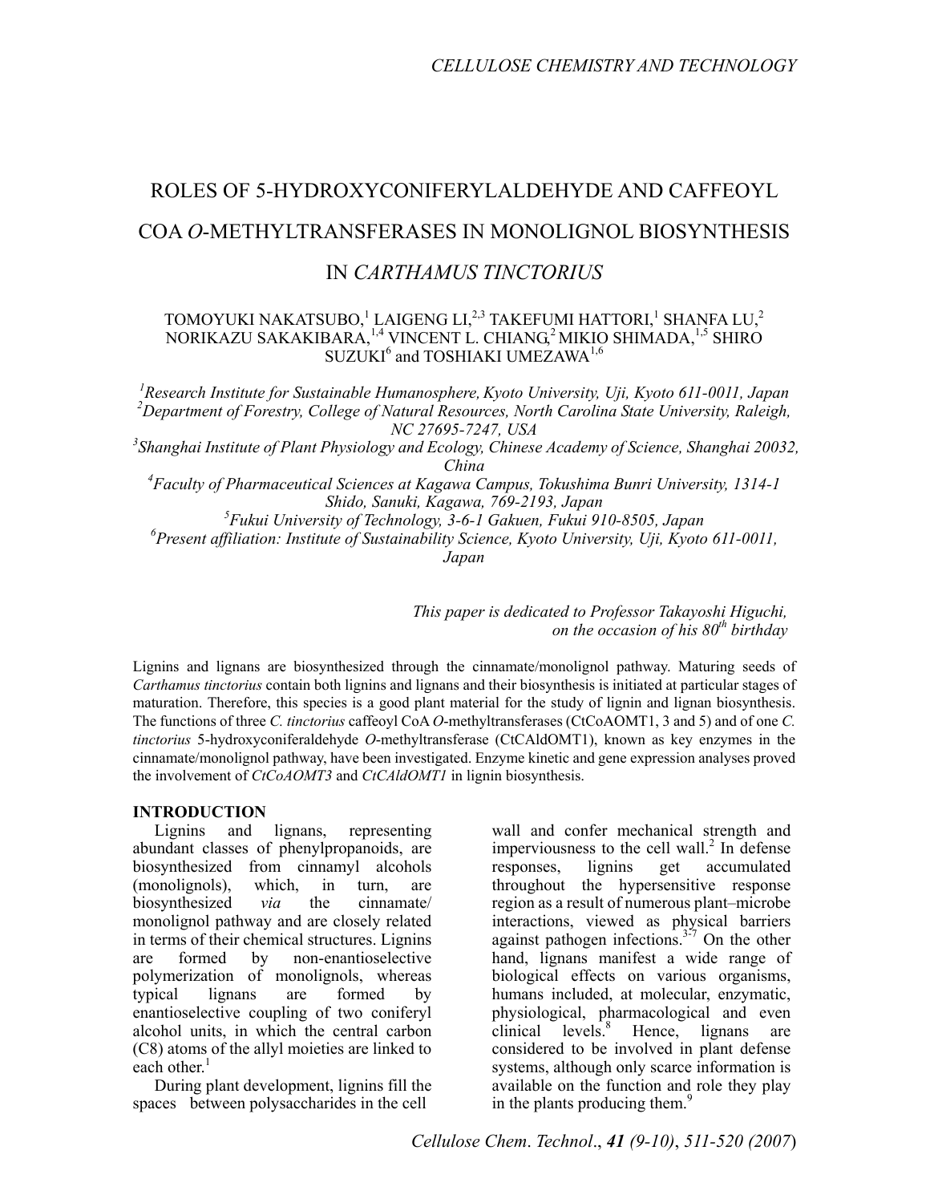# ROLES OF 5-HYDROXYCONIFERYLALDEHYDE AND CAFFEOYL COA *O*-METHYLTRANSFERASES IN MONOLIGNOL BIOSYNTHESIS IN *CARTHAMUS TINCTORIUS*

TOMOYUKI NAKATSUBO,[1] LAIGENG LI,[2,3] TAKEFUMI HATTORI,[1] SHANFA LU,[2] NORIKAZU SAKAKIBARA,[1,4] VINCENT L. CHIANG,[2] MIKIO SHIMADA,[1,5] SHIRO SUZUKI[6] and TOSHIAKI UMEZAWA[1,6]

[1]*Research Institute for Sustainable Humanosphere, Kyoto University, Uji, Kyoto 611-0011, Japan*
[2]*Department of Forestry, College of Natural Resources, North Carolina State University, Raleigh, NC 27695-7247, USA*
[3]*Shanghai Institute of Plant Physiology and Ecology, Chinese Academy of Science, Shanghai 20032, China*
[4]*Faculty of Pharmaceutical Sciences at Kagawa Campus, Tokushima Bunri University, 1314-1 Shido, Sanuki, Kagawa, 769-2193, Japan*
[5]*Fukui University of Technology, 3-6-1 Gakuen, Fukui 910-8505, Japan*
[6]*Present affiliation: Institute of Sustainability Science, Kyoto University, Uji, Kyoto 611-0011, Japan*

*This paper is dedicated to Professor Takayoshi Higuchi, on the occasion of his 80th birthday*

Lignins and lignans are biosynthesized through the cinnamate/monolignol pathway. Maturing seeds of *Carthamus tinctorius* contain both lignins and lignans and their biosynthesis is initiated at particular stages of maturation. Therefore, this species is a good plant material for the study of lignin and lignan biosynthesis. The functions of three *C. tinctorius* caffeoyl CoA *O*-methyltransferases (CtCoAOMT1, 3 and 5) and of one *C. tinctorius* 5-hydroxyconiferaldehyde *O*-methyltransferase (CtCAldOMT1), known as key enzymes in the cinnamate/monolignol pathway, have been investigated. Enzyme kinetic and gene expression analyses proved the involvement of *CtCoAOMT3* and *CtCAldOMT1* in lignin biosynthesis.

## INTRODUCTION

Lignins and lignans, representing abundant classes of phenylpropanoids, are biosynthesized from cinnamyl alcohols (monolignols), which, in turn, are biosynthesized *via* the cinnamate/ monolignol pathway and are closely related in terms of their chemical structures. Lignins are formed by non-enantioselective polymerization of monolignols, whereas typical lignans are formed by enantioselective coupling of two coniferyl alcohol units, in which the central carbon (C8) atoms of the allyl moieties are linked to each other.[1]

During plant development, lignins fill the spaces between polysaccharides in the cell wall and confer mechanical strength and imperviousness to the cell wall.[2] In defense responses, lignins get accumulated throughout the hypersensitive response region as a result of numerous plant–microbe interactions, viewed as physical barriers against pathogen infections.[3-7] On the other hand, lignans manifest a wide range of biological effects on various organisms, humans included, at molecular, enzymatic, physiological, pharmacological and even clinical levels.[8] Hence, lignans are considered to be involved in plant defense systems, although only scarce information is available on the function and role they play in the plants producing them.[9]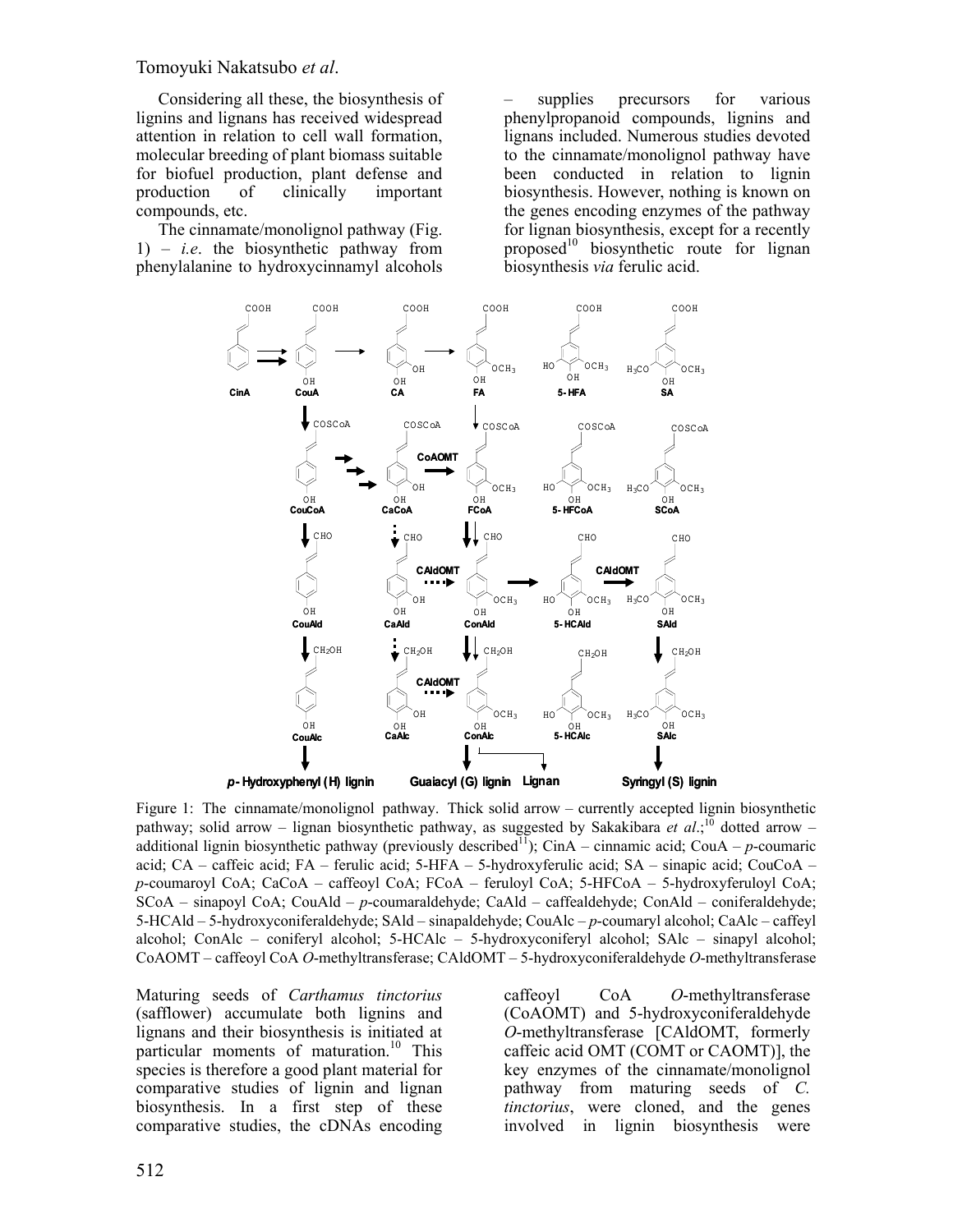Considering all these, the biosynthesis of lignins and lignans has received widespread attention in relation to cell wall formation, molecular breeding of plant biomass suitable for biofuel production, plant defense and production of clinically important compounds, etc.

The cinnamate/monolignol pathway (Fig. 1) – *i.e*. the biosynthetic pathway from phenylalanine to hydroxycinnamyl alcohols – supplies precursors for various phenylpropanoid compounds, lignins and lignans included. Numerous studies devoted to the cinnamate/monolignol pathway have been conducted in relation to lignin biosynthesis. However, nothing is known on the genes encoding enzymes of the pathway for lignan biosynthesis, except for a recently proposed[10] biosynthetic route for lignan biosynthesis *via* ferulic acid.

Figure 1: The cinnamate/monolignol pathway. Thick solid arrow – currently accepted lignin biosynthetic pathway; solid arrow – lignan biosynthetic pathway, as suggested by Sakakibara *et al*.;[10] dotted arrow – additional lignin biosynthetic pathway (previously described[11]); CinA – cinnamic acid; CouA – *p*-coumaric acid; CA – caffeic acid; FA – ferulic acid; 5-HFA – 5-hydroxyferulic acid; SA – sinapic acid; CouCoA – *p*-coumaroyl CoA; CaCoA – caffeoyl CoA; FCoA – feruloyl CoA; 5-HFCoA – 5-hydroxyferuloyl CoA; SCoA – sinapoyl CoA; CouAld – *p*-coumaraldehyde; CaAld – caffealdehyde; ConAld – coniferaldehyde; 5-HCAld – 5-hydroxyconiferaldehyde; SAld – sinapaldehyde; CouAlc – *p*-coumaryl alcohol; CaAlc – caffeyl alcohol; ConAlc – coniferyl alcohol; 5-HCAlc – 5-hydroxyconiferyl alcohol; SAlc – sinapyl alcohol; CoAOMT – caffeoyl CoA *O*-methyltransferase; CAldOMT – 5-hydroxyconiferaldehyde *O*-methyltransferase

Maturing seeds of *Carthamus tinctorius* (safflower) accumulate both lignins and lignans and their biosynthesis is initiated at particular moments of maturation.[10] This species is therefore a good plant material for comparative studies of lignin and lignan biosynthesis. In a first step of these comparative studies, the cDNAs encoding caffeoyl CoA *O*-methyltransferase (CoAOMT) and 5-hydroxyconiferaldehyde *O*-methyltransferase [CAldOMT, formerly caffeic acid OMT (COMT or CAOMT)], the key enzymes of the cinnamate/monolignol pathway from maturing seeds of *C. tinctorius*, were cloned, and the genes involved in lignin biosynthesis were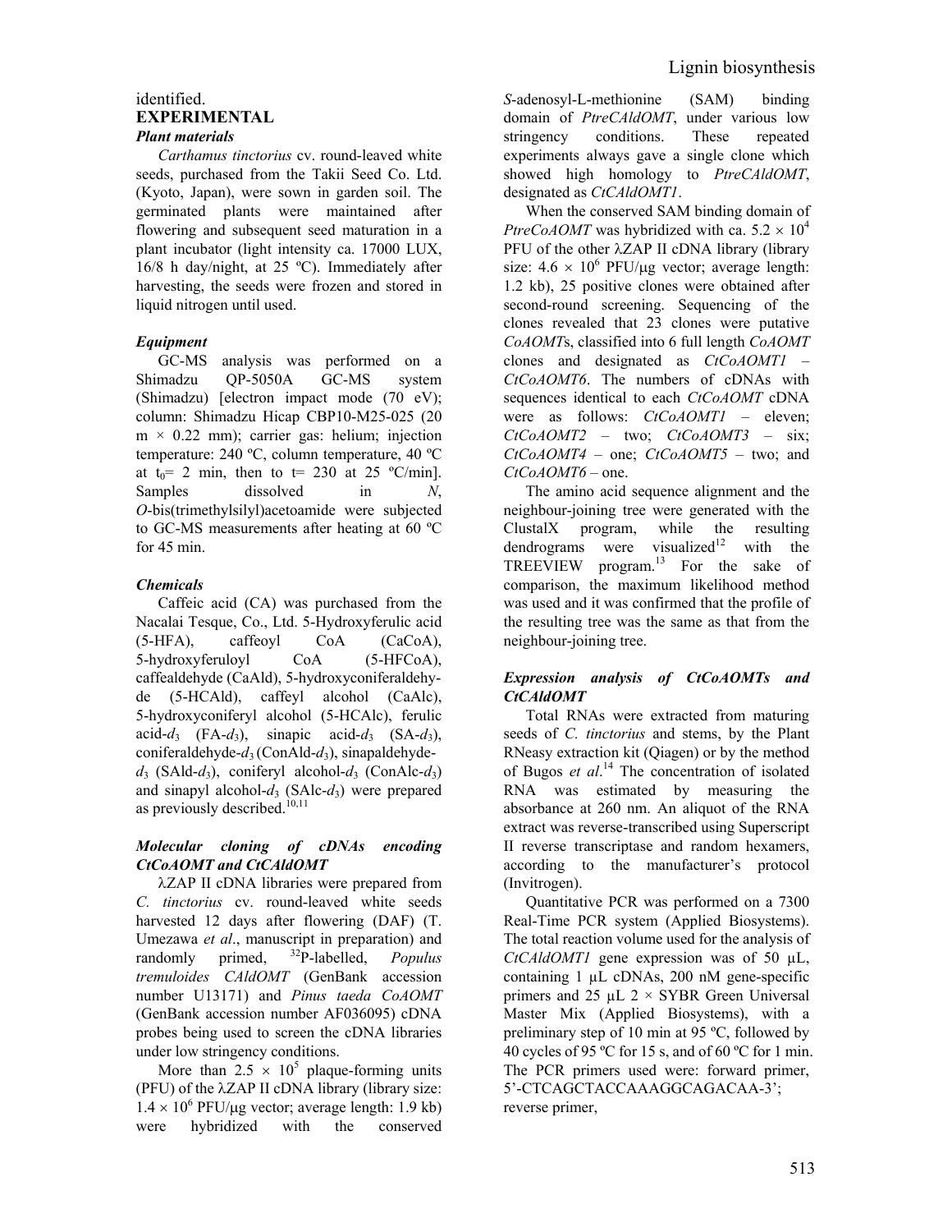identified.

## EXPERIMENTAL

### *Plant materials*

*Carthamus tinctorius* cv. round-leaved white seeds, purchased from the Takii Seed Co. Ltd. (Kyoto, Japan), were sown in garden soil. The germinated plants were maintained after flowering and subsequent seed maturation in a plant incubator (light intensity ca. 17000 LUX, 16/8 h day/night, at 25 ºC). Immediately after harvesting, the seeds were frozen and stored in liquid nitrogen until used.

### *Equipment*

GC-MS analysis was performed on a Shimadzu QP-5050A GC-MS system (Shimadzu) [electron impact mode (70 eV); column: Shimadzu Hicap CBP10-M25-025 (20 m × 0.22 mm); carrier gas: helium; injection temperature: 240 ºC, column temperature, 40 ºC at $t_0$= 2 min, then to t= 230 at 25 ºC/min]. Samples dissolved in *N*, *O*-bis(trimethylsilyl)acetoamide were subjected to GC-MS measurements after heating at 60 ºC for 45 min.

### *Chemicals*

Caffeic acid (CA) was purchased from the Nacalai Tesque, Co., Ltd. 5-Hydroxyferulic acid (5-HFA), caffeoyl CoA (CaCoA), 5-hydroxyferuloyl CoA (5-HFCoA), caffealdehyde (CaAld), 5-hydroxyconiferaldehyde (5-HCAld), caffeyl alcohol (CaAlc), 5-hydroxyconiferyl alcohol (5-HCAlc), ferulic acid-$d_3$ (FA-$d_3$), sinapic acid-$d_3$ (SA-$d_3$), coniferaldehyde-$d_3$ (ConAld-$d_3$), sinapaldehyde-$d_3$ (SAld-$d_3$), coniferyl alcohol-$d_3$ (ConAlc-$d_3$) and sinapyl alcohol-$d_3$ (SAlc-$d_3$) were prepared as previously described.[10,11]

### *Molecular cloning of cDNAs encoding CtCoAOMT and CtCAldOMT*

λZAP II cDNA libraries were prepared from *C. tinctorius* cv. round-leaved white seeds harvested 12 days after flowering (DAF) (T. Umezawa *et al*., manuscript in preparation) and randomly primed, $^{32}$P-labelled, *Populus tremuloides CAldOMT* (GenBank accession number U13171) and *Pinus taeda CoAOMT* (GenBank accession number AF036095) cDNA probes being used to screen the cDNA libraries under low stringency conditions.

More than $2.5 \times 10^5$ plaque-forming units (PFU) of the λZAP II cDNA library (library size: $1.4 \times 10^6$ PFU/μg vector; average length: 1.9 kb) were hybridized with the conserved *S*-adenosyl-L-methionine (SAM) binding domain of *PtreCAldOMT*, under various low stringency conditions. These repeated experiments always gave a single clone which showed high homology to *PtreCAldOMT*, designated as *CtCAldOMT1*.

When the conserved SAM binding domain of *PtreCoAOMT* was hybridized with ca. $5.2 \times 10^4$ PFU of the other λZAP II cDNA library (library size: $4.6 \times 10^6$ PFU/μg vector; average length: 1.2 kb), 25 positive clones were obtained after second-round screening. Sequencing of the clones revealed that 23 clones were putative *CoAOMT*s, classified into 6 full length *CoAOMT* clones and designated as *CtCoAOMT1* – *CtCoAOMT6*. The numbers of cDNAs with sequences identical to each *CtCoAOMT* cDNA were as follows: *CtCoAOMT1* – eleven; *CtCoAOMT2* – two; *CtCoAOMT3* – six; *CtCoAOMT4* – one; *CtCoAOMT5* – two; and *CtCoAOMT6* – one.

The amino acid sequence alignment and the neighbour-joining tree were generated with the ClustalX program, while the resulting dendrograms were visualized[12] with the TREEVIEW program.[13] For the sake of comparison, the maximum likelihood method was used and it was confirmed that the profile of the resulting tree was the same as that from the neighbour-joining tree.

### *Expression analysis of CtCoAOMTs and CtCAldOMT*

Total RNAs were extracted from maturing seeds of *C. tinctorius* and stems, by the Plant RNeasy extraction kit (Qiagen) or by the method of Bugos *et al*.[14] The concentration of isolated RNA was estimated by measuring the absorbance at 260 nm. An aliquot of the RNA extract was reverse-transcribed using Superscript II reverse transcriptase and random hexamers, according to the manufacturer's protocol (Invitrogen).

Quantitative PCR was performed on a 7300 Real-Time PCR system (Applied Biosystems). The total reaction volume used for the analysis of *CtCAldOMT1* gene expression was of 50 μL, containing 1 μL cDNAs, 200 nM gene-specific primers and 25 μL 2 × SYBR Green Universal Master Mix (Applied Biosystems), with a preliminary step of 10 min at 95 ºC, followed by 40 cycles of 95 ºC for 15 s, and of 60 ºC for 1 min. The PCR primers used were: forward primer, 5'-CTCAGCTACCAAAGGCAGACAA-3'; reverse primer,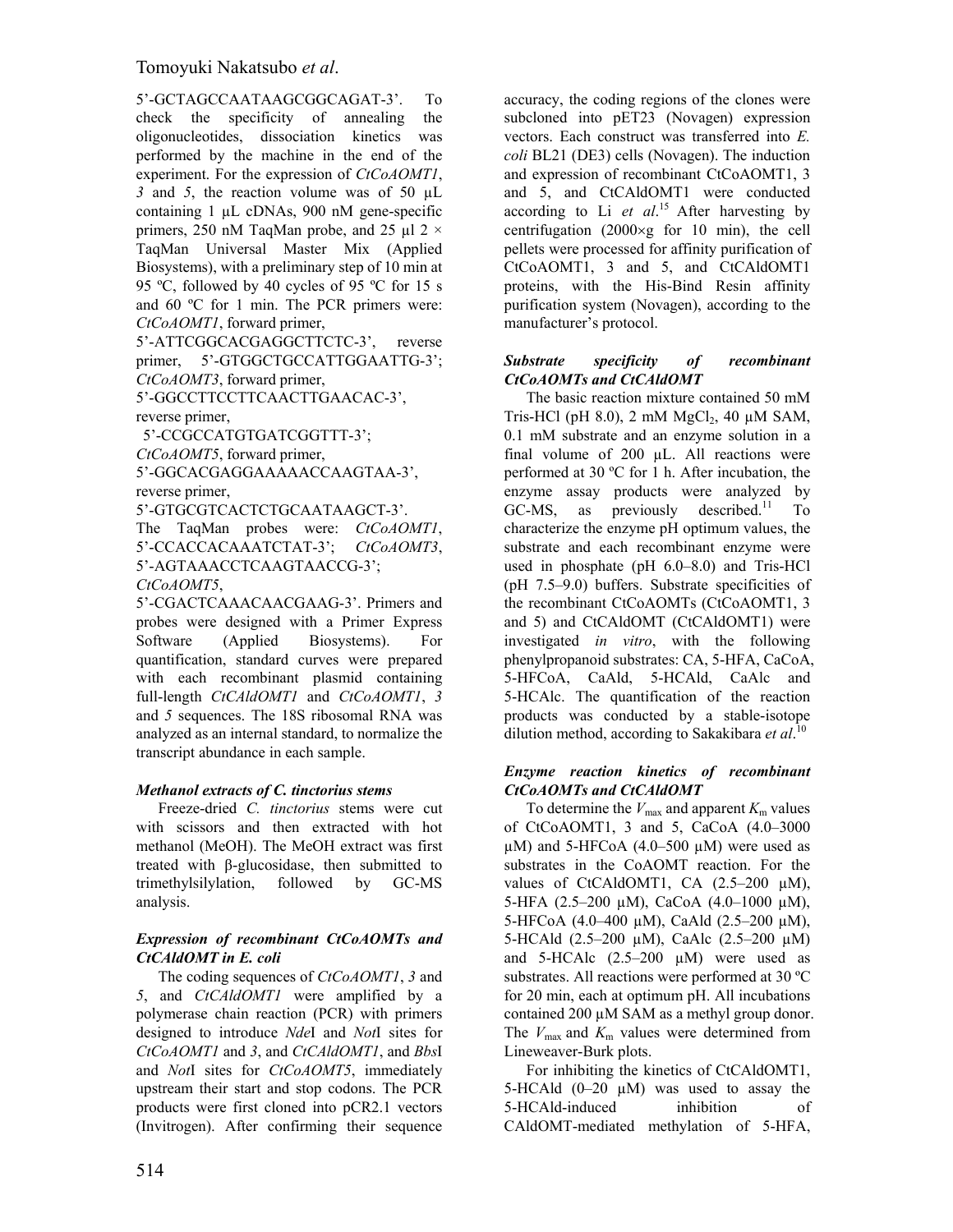5'-GCTAGCCAATAAGCGGCAGAT-3'. To check the specificity of annealing the oligonucleotides, dissociation kinetics was performed by the machine in the end of the experiment. For the expression of *CtCoAOMT1*, *3* and *5*, the reaction volume was of 50 µL containing 1 µL cDNAs, 900 nM gene-specific primers, 250 nM TaqMan probe, and 25 µl 2 × TaqMan Universal Master Mix (Applied Biosystems), with a preliminary step of 10 min at 95 ºC, followed by 40 cycles of 95 ºC for 15 s and 60 ºC for 1 min. The PCR primers were: *CtCoAOMT1*, forward primer, 5'-ATTCGGCACGAGGCTTCTC-3', reverse primer, 5'-GTGGCTGCCATTGGAATTG-3'; *CtCoAOMT3*, forward primer, 5'-GGCCTTCCTTCAACTTGAACAC-3', reverse primer, 5'-CCGCCATGTGATCGGTTT-3'; *CtCoAOMT5*, forward primer, 5'-GGCACGAGGAAAAACCAAGTAA-3', reverse primer, 5'-GTGCGTCACTCTGCAATAAGCT-3'. The TaqMan probes were: *CtCoAOMT1*, 5'-CCACCACAAATCTAT-3'; *CtCoAOMT3*, 5'-AGTAAACCTCAAGTAACCG-3'; *CtCoAOMT5*, 5'-CGACTCAAACAACGAAG-3'. Primers and probes were designed with a Primer Express Software (Applied Biosystems). For quantification, standard curves were prepared with each recombinant plasmid containing full-length *CtCAldOMT1* and *CtCoAOMT1*, *3* and *5* sequences. The 18S ribosomal RNA was analyzed as an internal standard, to normalize the transcript abundance in each sample.

### *Methanol extracts of C. tinctorius stems*

Freeze-dried *C. tinctorius* stems were cut with scissors and then extracted with hot methanol (MeOH). The MeOH extract was first treated with β-glucosidase, then submitted to trimethylsilylation, followed by GC-MS analysis.

### *Expression of recombinant CtCoAOMTs and CtCAldOMT in E. coli*

The coding sequences of *CtCoAOMT1*, *3* and *5*, and *CtCAldOMT1* were amplified by a polymerase chain reaction (PCR) with primers designed to introduce *Nde*I and *Not*I sites for *CtCoAOMT1* and *3*, and *CtCAldOMT1*, and *Bbs*I and *Not*I sites for *CtCoAOMT5*, immediately upstream their start and stop codons. The PCR products were first cloned into pCR2.1 vectors (Invitrogen). After confirming their sequence accuracy, the coding regions of the clones were subcloned into pET23 (Novagen) expression vectors. Each construct was transferred into *E. coli* BL21 (DE3) cells (Novagen). The induction and expression of recombinant CtCoAOMT1, 3 and 5, and CtCAldOMT1 were conducted according to Li *et al*.[15] After harvesting by centrifugation (2000×g for 10 min), the cell pellets were processed for affinity purification of CtCoAOMT1, 3 and 5, and CtCAldOMT1 proteins, with the His-Bind Resin affinity purification system (Novagen), according to the manufacturer's protocol.

### *Substrate specificity of recombinant CtCoAOMTs and CtCAldOMT*

The basic reaction mixture contained 50 mM Tris-HCl (pH 8.0), 2 mM $MgCl_2$, 40 µM SAM, 0.1 mM substrate and an enzyme solution in a final volume of 200 µL. All reactions were performed at 30 ºC for 1 h. After incubation, the enzyme assay products were analyzed by GC-MS, as previously described.[11] To characterize the enzyme pH optimum values, the substrate and each recombinant enzyme were used in phosphate (pH 6.0–8.0) and Tris-HCl (pH 7.5–9.0) buffers. Substrate specificities of the recombinant CtCoAOMTs (CtCoAOMT1, 3 and 5) and CtCAldOMT (CtCAldOMT1) were investigated *in vitro*, with the following phenylpropanoid substrates: CA, 5-HFA, CaCoA, 5-HFCoA, CaAld, 5-HCAld, CaAlc and 5-HCAlc. The quantification of the reaction products was conducted by a stable-isotope dilution method, according to Sakakibara *et al*.[10]

### *Enzyme reaction kinetics of recombinant CtCoAOMTs and CtCAldOMT*

To determine the $V_{max}$ and apparent $K_m$ values of CtCoAOMT1, 3 and 5, CaCoA (4.0–3000 µM) and 5-HFCoA (4.0–500 µM) were used as substrates in the CoAOMT reaction. For the values of CtCAldOMT1, CA (2.5–200 µM), 5-HFA (2.5–200 µM), CaCoA (4.0–1000 µM), 5-HFCoA (4.0–400 µM), CaAld (2.5–200 µM), 5-HCAld (2.5–200 µM), CaAlc (2.5–200 µM) and 5-HCAlc (2.5–200 µM) were used as substrates. All reactions were performed at 30 ºC for 20 min, each at optimum pH. All incubations contained 200 µM SAM as a methyl group donor. The $V_{max}$ and $K_m$ values were determined from Lineweaver-Burk plots.

For inhibiting the kinetics of CtCAldOMT1, 5-HCAld (0–20 µM) was used to assay the 5-HCAld-induced inhibition of CAldOMT-mediated methylation of 5-HFA,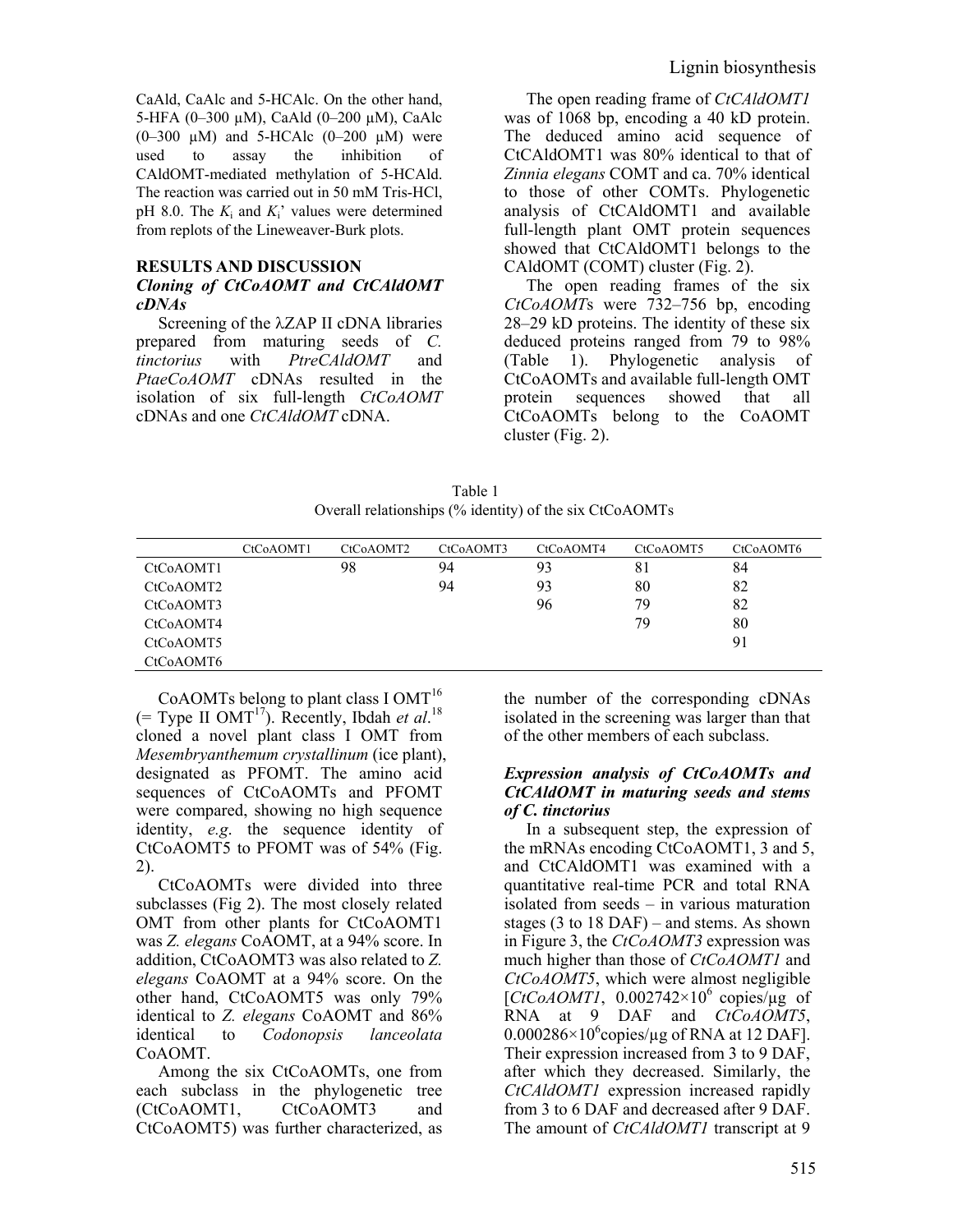CaAld, CaAlc and 5-HCAlc. On the other hand, 5-HFA (0–300 µM), CaAld (0–200 µM), CaAlc (0–300 µM) and 5-HCAlc (0–200 µM) were used to assay the inhibition of CAldOMT-mediated methylation of 5-HCAld. The reaction was carried out in 50 mM Tris-HCl, pH 8.0. The $K_i$ and $K_i$' values were determined from replots of the Lineweaver-Burk plots.

## RESULTS AND DISCUSSION

### *Cloning of CtCoAOMT and CtCAldOMT cDNAs*

Screening of the λZAP II cDNA libraries prepared from maturing seeds of *C. tinctorius* with *PtreCAldOMT* and *PtaeCoAOMT* cDNAs resulted in the isolation of six full-length *CtCoAOMT* cDNAs and one *CtCAldOMT* cDNA.

The open reading frame of *CtCAldOMT1* was of 1068 bp, encoding a 40 kD protein. The deduced amino acid sequence of CtCAldOMT1 was 80% identical to that of *Zinnia elegans* COMT and ca. 70% identical to those of other COMTs. Phylogenetic analysis of CtCAldOMT1 and available full-length plant OMT protein sequences showed that CtCAldOMT1 belongs to the CAldOMT (COMT) cluster (Fig. 2).

The open reading frames of the six *CtCoAOMT*s were 732–756 bp, encoding 28–29 kD proteins. The identity of these six deduced proteins ranged from 79 to 98% (Table 1). Phylogenetic analysis of CtCoAOMTs and available full-length OMT protein sequences showed that all CtCoAOMTs belong to the CoAOMT cluster (Fig. 2).

Table 1
Overall relationships (% identity) of the six CtCoAOMTs

| | CtCoAOMT1 | CtCoAOMT2 | CtCoAOMT3 | CtCoAOMT4 | CtCoAOMT5 | CtCoAOMT6 |
|---|---|---|---|---|---|---|
| CtCoAOMT1 | | 98 | 94 | 93 | 81 | 84 |
| CtCoAOMT2 | | | 94 | 93 | 80 | 82 |
| CtCoAOMT3 | | | | 96 | 79 | 82 |
| CtCoAOMT4 | | | | | 79 | 80 |
| CtCoAOMT5 | | | | | | 91 |
| CtCoAOMT6 | | | | | | |

CoAOMTs belong to plant class I OMT[16] (= Type II OMT[17]). Recently, Ibdah *et al*.[18] cloned a novel plant class I OMT from *Mesembryanthemum crystallinum* (ice plant), designated as PFOMT. The amino acid sequences of CtCoAOMTs and PFOMT were compared, showing no high sequence identity, *e.g*. the sequence identity of CtCoAOMT5 to PFOMT was of 54% (Fig. 2).

CtCoAOMTs were divided into three subclasses (Fig 2). The most closely related OMT from other plants for CtCoAOMT1 was *Z. elegans* CoAOMT, at a 94% score. In addition, CtCoAOMT3 was also related to *Z. elegans* CoAOMT at a 94% score. On the other hand, CtCoAOMT5 was only 79% identical to *Z. elegans* CoAOMT and 86% identical to *Codonopsis lanceolata* CoAOMT.

Among the six CtCoAOMTs, one from each subclass in the phylogenetic tree (CtCoAOMT1, CtCoAOMT3 and CtCoAOMT5) was further characterized, as the number of the corresponding cDNAs isolated in the screening was larger than that of the other members of each subclass.

### *Expression analysis of CtCoAOMTs and CtCAldOMT in maturing seeds and stems of C. tinctorius*

In a subsequent step, the expression of the mRNAs encoding CtCoAOMT1, 3 and 5, and CtCAldOMT1 was examined with a quantitative real-time PCR and total RNA isolated from seeds – in various maturation stages (3 to 18 DAF) – and stems. As shown in Figure 3, the *CtCoAOMT3* expression was much higher than those of *CtCoAOMT1* and *CtCoAOMT5*, which were almost negligible [*CtCoAOMT1*, $0.002742 \times 10^6$ copies/µg of RNA at 9 DAF and *CtCoAOMT5*, $0.000286 \times 10^6$copies/µg of RNA at 12 DAF]. Their expression increased from 3 to 9 DAF, after which they decreased. Similarly, the *CtCAldOMT1* expression increased rapidly from 3 to 6 DAF and decreased after 9 DAF. The amount of *CtCAldOMT1* transcript at 9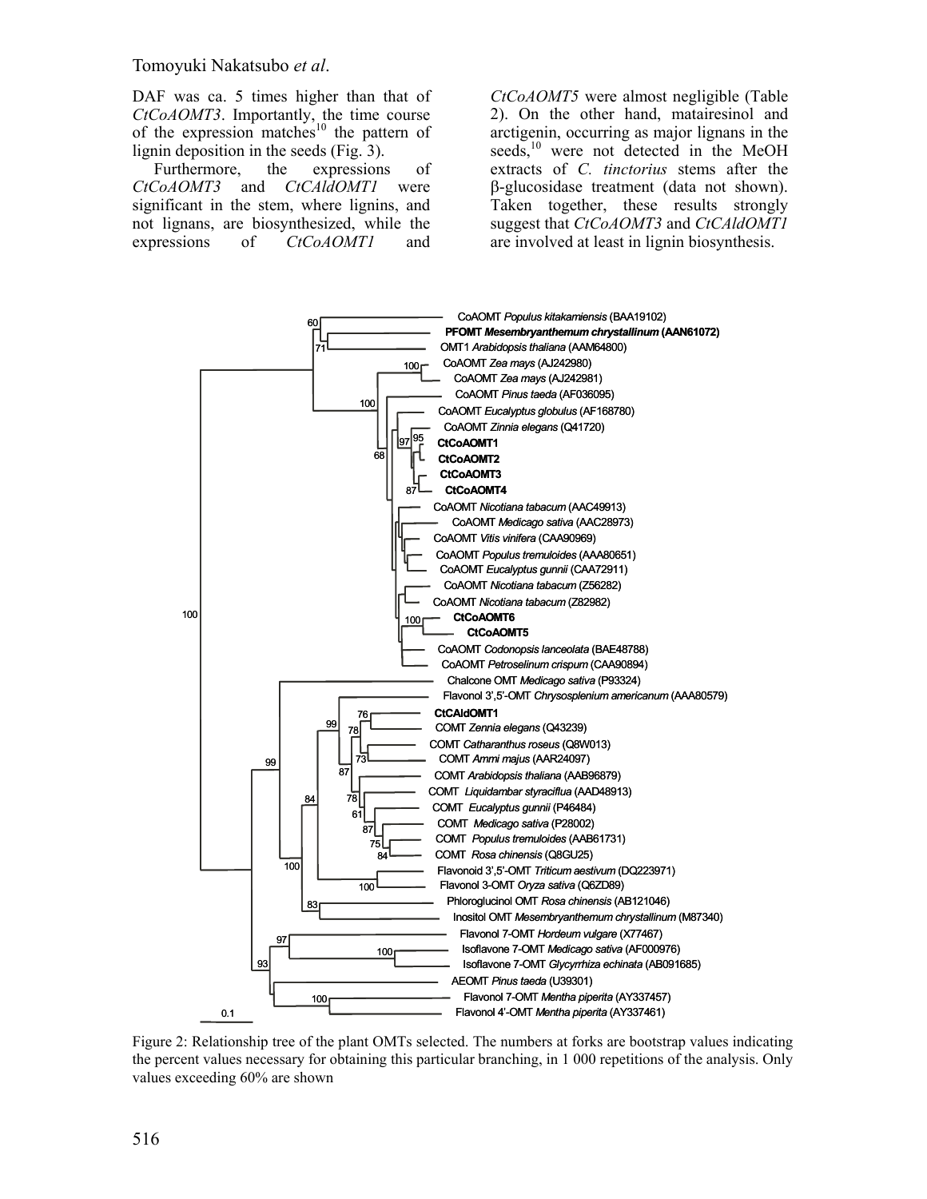DAF was ca. 5 times higher than that of *CtCoAOMT3*. Importantly, the time course of the expression matches[10] the pattern of lignin deposition in the seeds (Fig. 3).

Furthermore, the expressions of *CtCoAOMT3* and *CtCAldOMT1* were significant in the stem, where lignins, and not lignans, are biosynthesized, while the expressions of *CtCoAOMT1* and *CtCoAOMT5* were almost negligible (Table 2). On the other hand, matairesinol and arctigenin, occurring as major lignans in the seeds,[10] were not detected in the MeOH extracts of *C. tinctorius* stems after the β-glucosidase treatment (data not shown). Taken together, these results strongly suggest that *CtCoAOMT3* and *CtCAldOMT1* are involved at least in lignin biosynthesis.

Figure 2: Relationship tree of the plant OMTs selected. The numbers at forks are bootstrap values indicating the percent values necessary for obtaining this particular branching, in 1 000 repetitions of the analysis. Only values exceeding 60% are shown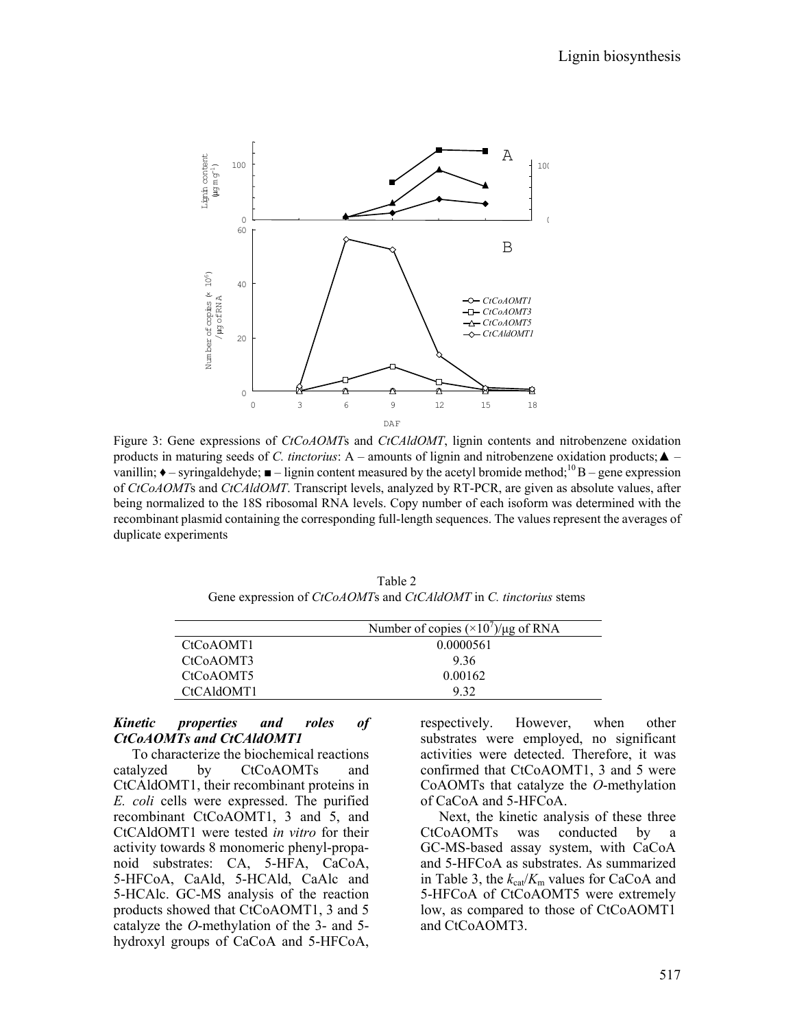Figure 3: Gene expressions of *CtCoAOMT*s and *CtCAldOMT*, lignin contents and nitrobenzene oxidation products in maturing seeds of *C. tinctorius*: A – amounts of lignin and nitrobenzene oxidation products; ▲ – vanillin; ♦ – syringaldehyde; ■ – lignin content measured by the acetyl bromide method;[10] B – gene expression of *CtCoAOMT*s and *CtCAldOMT*. Transcript levels, analyzed by RT-PCR, are given as absolute values, after being normalized to the 18S ribosomal RNA levels. Copy number of each isoform was determined with the recombinant plasmid containing the corresponding full-length sequences. The values represent the averages of duplicate experiments

Table 2
Gene expression of *CtCoAOMT*s and *CtCAldOMT* in *C. tinctorius* stems

| | Number of copies ($\times 10^7$)/μg of RNA |
|---|---|
| CtCoAOMT1 | 0.0000561 |
| CtCoAOMT3 | 9.36 |
| CtCoAOMT5 | 0.00162 |
| CtCAldOMT1 | 9.32 |

***Kinetic properties and roles of CtCoAOMTs and CtCAldOMT1***

To characterize the biochemical reactions catalyzed by CtCoAOMTs and CtCAldOMT1, their recombinant proteins in *E. coli* cells were expressed. The purified recombinant CtCoAOMT1, 3 and 5, and CtCAldOMT1 were tested *in vitro* for their activity towards 8 monomeric phenyl-propanoid substrates: CA, 5-HFA, CaCoA, 5-HFCoA, CaAld, 5-HCAld, CaAlc and 5-HCAlc. GC-MS analysis of the reaction products showed that CtCoAOMT1, 3 and 5 catalyze the *O*-methylation of the 3- and 5-hydroxyl groups of CaCoA and 5-HFCoA, respectively. However, when other substrates were employed, no significant activities were detected. Therefore, it was confirmed that CtCoAOMT1, 3 and 5 were CoAOMTs that catalyze the *O*-methylation of CaCoA and 5-HFCoA.

Next, the kinetic analysis of these three CtCoAOMTs was conducted by a GC-MS-based assay system, with CaCoA and 5-HFCoA as substrates. As summarized in Table 3, the $k_{cat}/K_m$ values for CaCoA and 5-HFCoA of CtCoAOMT5 were extremely low, as compared to those of CtCoAOMT1 and CtCoAOMT3.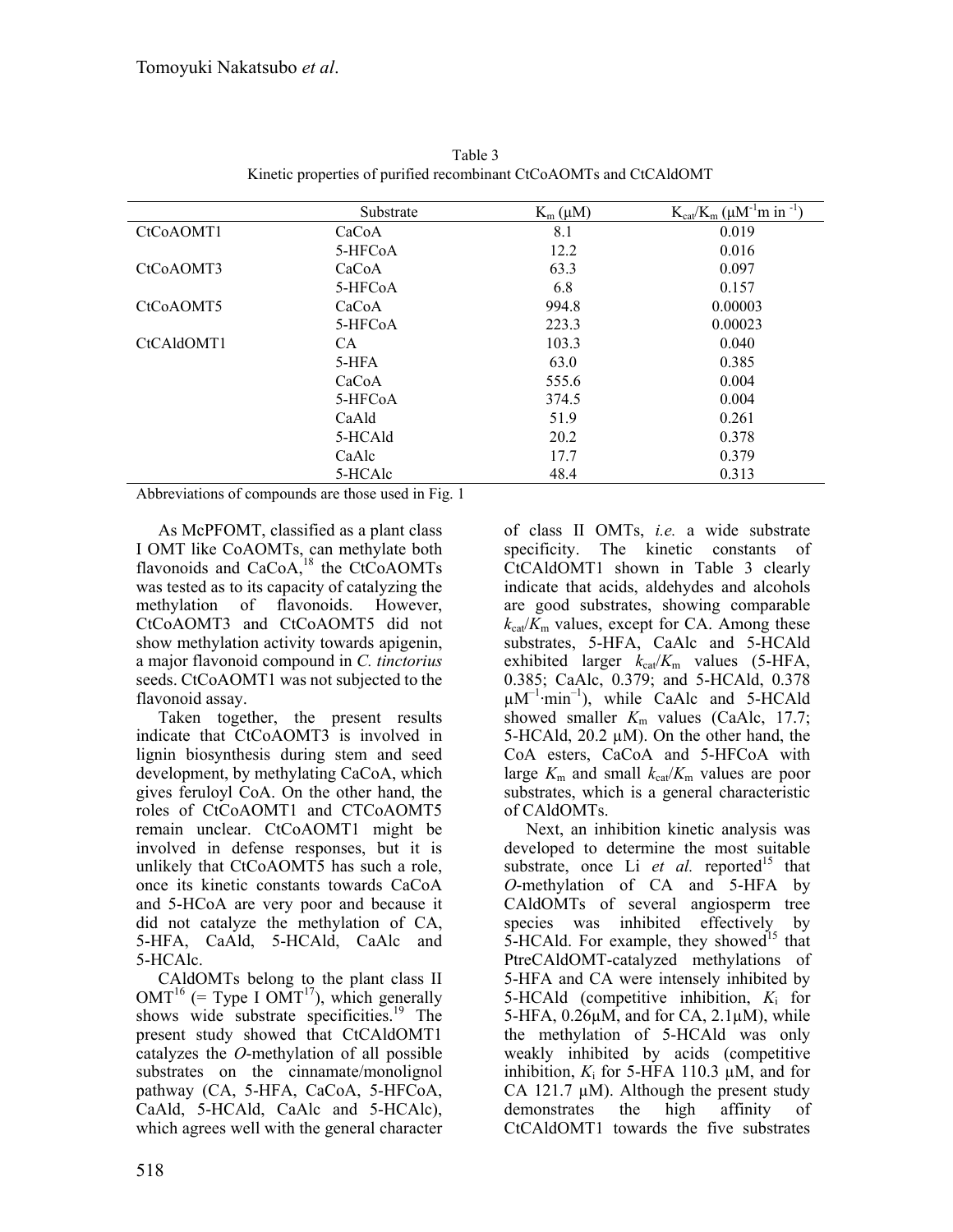Table 3
Kinetic properties of purified recombinant CtCoAOMTs and CtCAldOMT

| | Substrate | $K_m$ (μM) | $K_{cat}/K_m$ (μM$^{-1}$m in $^{-1}$) |
|---|---|---|---|
| CtCoAOMT1 | CaCoA | 8.1 | 0.019 |
| | 5-HFCoA | 12.2 | 0.016 |
| CtCoAOMT3 | CaCoA | 63.3 | 0.097 |
| | 5-HFCoA | 6.8 | 0.157 |
| CtCoAOMT5 | CaCoA | 994.8 | 0.00003 |
| | 5-HFCoA | 223.3 | 0.00023 |
| CtCAldOMT1 | CA | 103.3 | 0.040 |
| | 5-HFA | 63.0 | 0.385 |
| | CaCoA | 555.6 | 0.004 |
| | 5-HFCoA | 374.5 | 0.004 |
| | CaAld | 51.9 | 0.261 |
| | 5-HCAld | 20.2 | 0.378 |
| | CaAlc | 17.7 | 0.379 |
| | 5-HCAlc | 48.4 | 0.313 |

Abbreviations of compounds are those used in Fig. 1

As McPFOMT, classified as a plant class I OMT like CoAOMTs, can methylate both flavonoids and CaCoA,[18] the CtCoAOMTs was tested as to its capacity of catalyzing the methylation of flavonoids. However, CtCoAOMT3 and CtCoAOMT5 did not show methylation activity towards apigenin, a major flavonoid compound in *C. tinctorius* seeds. CtCoAOMT1 was not subjected to the flavonoid assay.

Taken together, the present results indicate that CtCoAOMT3 is involved in lignin biosynthesis during stem and seed development, by methylating CaCoA, which gives feruloyl CoA. On the other hand, the roles of CtCoAOMT1 and CTCoAOMT5 remain unclear. CtCoAOMT1 might be involved in defense responses, but it is unlikely that CtCoAOMT5 has such a role, once its kinetic constants towards CaCoA and 5-HCoA are very poor and because it did not catalyze the methylation of CA, 5-HFA, CaAld, 5-HCAld, CaAlc and 5-HCAlc.

CAldOMTs belong to the plant class II OMT[16] (= Type I OMT[17]), which generally shows wide substrate specificities.[19] The present study showed that CtCAldOMT1 catalyzes the *O*-methylation of all possible substrates on the cinnamate/monolignol pathway (CA, 5-HFA, CaCoA, 5-HFCoA, CaAld, 5-HCAld, CaAlc and 5-HCAlc), which agrees well with the general character of class II OMTs, *i.e.* a wide substrate specificity. The kinetic constants of CtCAldOMT1 shown in Table 3 clearly indicate that acids, aldehydes and alcohols are good substrates, showing comparable $k_{cat}/K_m$ values, except for CA. Among these substrates, 5-HFA, CaAlc and 5-HCAld exhibited larger $k_{cat}/K_m$ values (5-HFA, 0.385; CaAlc, 0.379; and 5-HCAld, 0.378 μM$^{-1}$·min$^{-1}$), while CaAlc and 5-HCAld showed smaller $K_m$ values (CaAlc, 17.7; 5-HCAld, 20.2 μM). On the other hand, the CoA esters, CaCoA and 5-HFCoA with large $K_m$ and small $k_{cat}/K_m$ values are poor substrates, which is a general characteristic of CAldOMTs.

Next, an inhibition kinetic analysis was developed to determine the most suitable substrate, once Li *et al.* reported[15] that *O*-methylation of CA and 5-HFA by CAldOMTs of several angiosperm tree species was inhibited effectively by 5-HCAld. For example, they showed[15] that PtreCAldOMT-catalyzed methylations of 5-HFA and CA were intensely inhibited by 5-HCAld (competitive inhibition, $K_i$ for 5-HFA, 0.26μM, and for CA, 2.1μM), while the methylation of 5-HCAld was only weakly inhibited by acids (competitive inhibition, $K_i$ for 5-HFA 110.3 μM, and for CA 121.7 μM). Although the present study demonstrates the high affinity of CtCAldOMT1 towards the five substrates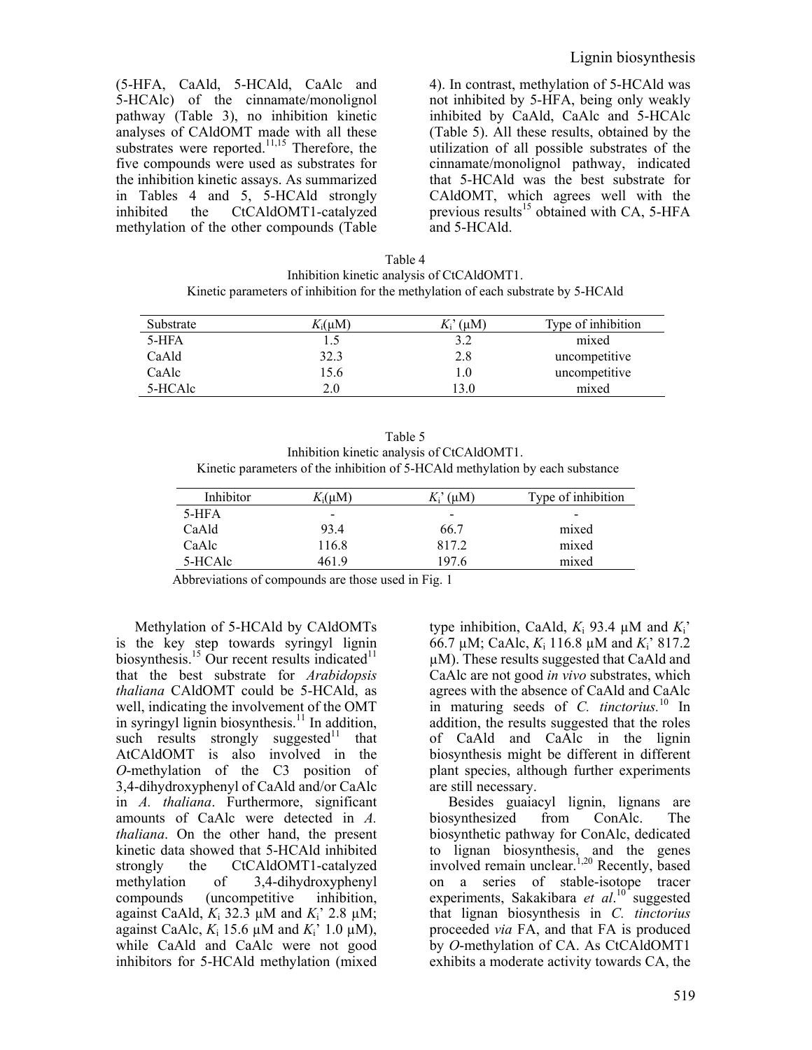(5-HFA, CaAld, 5-HCAld, CaAlc and 5-HCAlc) of the cinnamate/monolignol pathway (Table 3), no inhibition kinetic analyses of CAldOMT made with all these substrates were reported.[11,15] Therefore, the five compounds were used as substrates for the inhibition kinetic assays. As summarized in Tables 4 and 5, 5-HCAld strongly inhibited the CtCAldOMT1-catalyzed methylation of the other compounds (Table 4). In contrast, methylation of 5-HCAld was not inhibited by 5-HFA, being only weakly inhibited by CaAld, CaAlc and 5-HCAlc (Table 5). All these results, obtained by the utilization of all possible substrates of the cinnamate/monolignol pathway, indicated that 5-HCAld was the best substrate for CAldOMT, which agrees well with the previous results[15] obtained with CA, 5-HFA and 5-HCAld.

Table 4
Inhibition kinetic analysis of CtCAldOMT1.
Kinetic parameters of inhibition for the methylation of each substrate by 5-HCAld

| Substrate | $K_i$(μM) | $K_i$' (μM) | Type of inhibition |
|---|---|---|---|
| 5-HFA | 1.5 | 3.2 | mixed |
| CaAld | 32.3 | 2.8 | uncompetitive |
| CaAlc | 15.6 | 1.0 | uncompetitive |
| 5-HCAlc | 2.0 | 13.0 | mixed |

Table 5
Inhibition kinetic analysis of CtCAldOMT1.
Kinetic parameters of the inhibition of 5-HCAld methylation by each substance

| Inhibitor | $K_i$(μM) | $K_i$' (μM) | Type of inhibition |
|---|---|---|---|
| 5-HFA | - | - | - |
| CaAld | 93.4 | 66.7 | mixed |
| CaAlc | 116.8 | 817.2 | mixed |
| 5-HCAlc | 461.9 | 197.6 | mixed |

Abbreviations of compounds are those used in Fig. 1

Methylation of 5-HCAld by CAldOMTs is the key step towards syringyl lignin biosynthesis.[15] Our recent results indicated[11] that the best substrate for *Arabidopsis thaliana* CAldOMT could be 5-HCAld, as well, indicating the involvement of the OMT in syringyl lignin biosynthesis.[11] In addition, such results strongly suggested[11] that AtCAldOMT is also involved in the *O*-methylation of the C3 position of 3,4-dihydroxyphenyl of CaAld and/or CaAlc in *A. thaliana*. Furthermore, significant amounts of CaAlc were detected in *A. thaliana*. On the other hand, the present kinetic data showed that 5-HCAld inhibited strongly the CtCAldOMT1-catalyzed methylation of 3,4-dihydroxyphenyl compounds (uncompetitive inhibition, against CaAld, $K_i$ 32.3 μM and $K_i$' 2.8 μM; against CaAlc, $K_i$ 15.6 μM and $K_i$' 1.0 μM), while CaAld and CaAlc were not good inhibitors for 5-HCAld methylation (mixed type inhibition, CaAld, $K_i$ 93.4 μM and $K_i$' 66.7 μM; CaAlc, $K_i$ 116.8 μM and $K_i$' 817.2 μM). These results suggested that CaAld and CaAlc are not good *in vivo* substrates, which agrees with the absence of CaAld and CaAlc in maturing seeds of *C. tinctorius.*[10] In addition, the results suggested that the roles of CaAld and CaAlc in the lignin biosynthesis might be different in different plant species, although further experiments are still necessary.

Besides guaiacyl lignin, lignans are biosynthesized from ConAlc. The biosynthetic pathway for ConAlc, dedicated to lignan biosynthesis, and the genes involved remain unclear.[1,20] Recently, based on a series of stable-isotope tracer experiments, Sakakibara *et al*.[10] suggested that lignan biosynthesis in *C. tinctorius* proceeded *via* FA, and that FA is produced by *O*-methylation of CA. As CtCAldOMT1 exhibits a moderate activity towards CA, the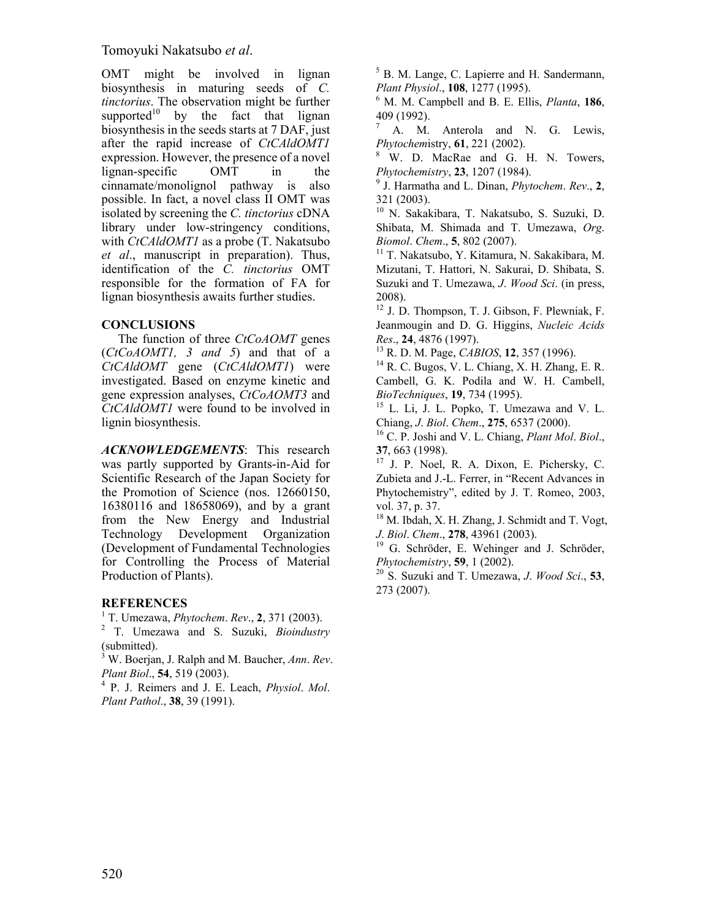OMT might be involved in lignan biosynthesis in maturing seeds of *C. tinctorius*. The observation might be further supported[10] by the fact that lignan biosynthesis in the seeds starts at 7 DAF, just after the rapid increase of *CtCAldOMT1* expression. However, the presence of a novel lignan-specific OMT in the cinnamate/monolignol pathway is also possible. In fact, a novel class II OMT was isolated by screening the *C. tinctorius* cDNA library under low-stringency conditions, with *CtCAldOMT1* as a probe (T. Nakatsubo *et al*., manuscript in preparation). Thus, identification of the *C. tinctorius* OMT responsible for the formation of FA for lignan biosynthesis awaits further studies.

## CONCLUSIONS

The function of three *CtCoAOMT* genes (*CtCoAOMT1, 3 and 5*) and that of a *CtCAldOMT* gene (*CtCAldOMT1*) were investigated. Based on enzyme kinetic and gene expression analyses, *CtCoAOMT3* and *CtCAldOMT1* were found to be involved in lignin biosynthesis.

***ACKNOWLEDGEMENTS***: This research was partly supported by Grants-in-Aid for Scientific Research of the Japan Society for the Promotion of Science (nos. 12660150, 16380116 and 18658069), and by a grant from the New Energy and Industrial Technology Development Organization (Development of Fundamental Technologies for Controlling the Process of Material Production of Plants).

## REFERENCES

[1] T. Umezawa, *Phytochem*. *Rev*., **2**, 371 (2003).
[2] T. Umezawa and S. Suzuki, *Bioindustry* (submitted).
[3] W. Boerjan, J. Ralph and M. Baucher, *Ann*. *Rev*. *Plant Biol*., **54**, 519 (2003).
[4] P. J. Reimers and J. E. Leach, *Physiol*. *Mol*. *Plant Pathol*., **38**, 39 (1991).
[5] B. M. Lange, C. Lapierre and H. Sandermann, *Plant Physiol*., **108**, 1277 (1995).
[6] M. M. Campbell and B. E. Ellis, *Planta*, **186**, 409 (1992).
[7] A. M. Anterola and N. G. Lewis, *Phytochem*istry, **61**, 221 (2002).
[8] W. D. MacRae and G. H. N. Towers, *Phytochemistry*, **23**, 1207 (1984).
[9] J. Harmatha and L. Dinan, *Phytochem*. *Rev*., **2**, 321 (2003).
[10] N. Sakakibara, T. Nakatsubo, S. Suzuki, D. Shibata, M. Shimada and T. Umezawa, *Org*. *Biomol*. *Chem*., **5**, 802 (2007).
[11] T. Nakatsubo, Y. Kitamura, N. Sakakibara, M. Mizutani, T. Hattori, N. Sakurai, D. Shibata, S. Suzuki and T. Umezawa, *J*. *Wood Sci*. (in press, 2008).
[12] J. D. Thompson, T. J. Gibson, F. Plewniak, F. Jeanmougin and D. G. Higgins, *Nucleic Acids Res*., **24**, 4876 (1997).
[13] R. D. M. Page, *CABIOS*, **12**, 357 (1996).
[14] R. C. Bugos, V. L. Chiang, X. H. Zhang, E. R. Cambell, G. K. Podila and W. H. Cambell, *BioTechniques*, **19**, 734 (1995).
[15] L. Li, J. L. Popko, T. Umezawa and V. L. Chiang, *J*. *Biol*. *Chem*., **275**, 6537 (2000).
[16] C. P. Joshi and V. L. Chiang, *Plant Mol*. *Biol*., **37**, 663 (1998).
[17] J. P. Noel, R. A. Dixon, E. Pichersky, C. Zubieta and J.-L. Ferrer, in "Recent Advances in Phytochemistry", edited by J. T. Romeo, 2003, vol. 37, p. 37.
[18] M. Ibdah, X. H. Zhang, J. Schmidt and T. Vogt, *J*. *Biol*. *Chem*., **278**, 43961 (2003).
[19] G. Schröder, E. Wehinger and J. Schröder, *Phytochemistry*, **59**, 1 (2002).
[20] S. Suzuki and T. Umezawa, *J*. *Wood Sci*., **53**, 273 (2007).